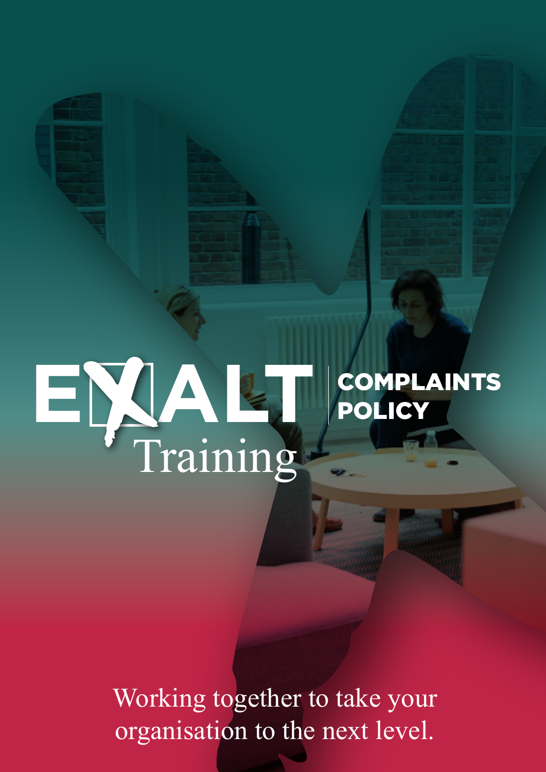# EXALT Training

## COMPLAINTS POLICY

Working together to take your organisation to the next level.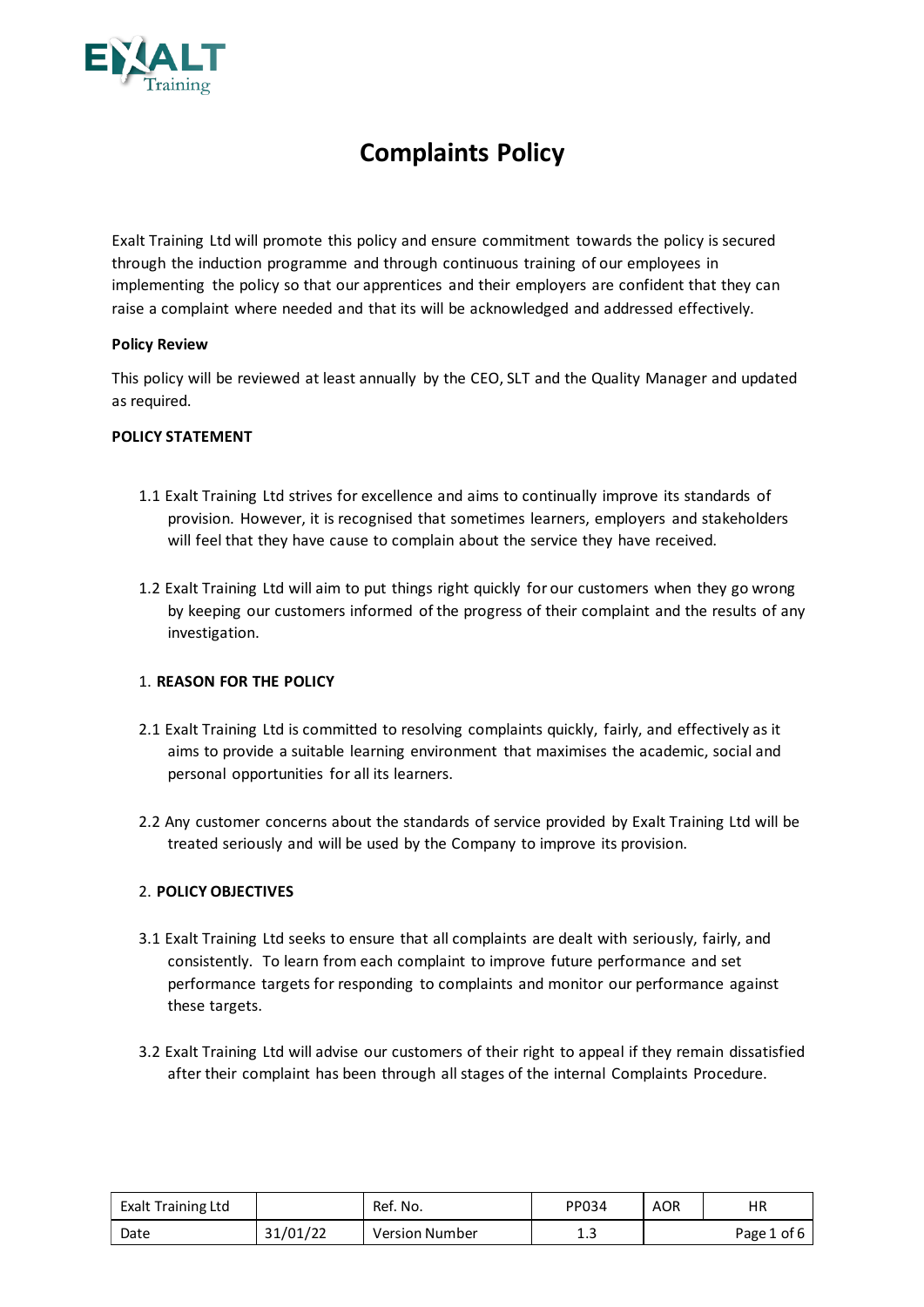# Complaints Policy

Exalt Training Ltd will promote this policy and ensure commitment towards the policy is secured through the induction programme and through continuous training of our employees in implementing the policy so that our apprentices and their employers are confident that they can raise a complaint where needed and that its will be acknowledged and addressed effectively.

**Policy Review**

This policy will be reviewed at least annually by the CEO, SLT and the Quality Manager and updated as required.

**POLICY STATEMENT**

1.1 Exalt Training Ltd strives for excellence and aims to continually improve its standards of provision. However, it is recognised that sometimes learners, employers and stakeholders will feel that they have cause to complain about the service they have received.

1.2 Exalt Training Ltd will aim to put things right quickly for our customers when they go wrong by keeping our customers informed of the progress of their complaint and the results of any investigation.

1. **REASON FOR THE POLICY**

2.1 Exalt Training Ltd is committed to resolving complaints quickly, fairly, and effectively as it aims to provide a suitable learning environment that maximises the academic, social and personal opportunities for all its learners.

2.2 Any customer concerns about the standards of service provided by Exalt Training Ltd will be treated seriously and will be used by the Company to improve its provision.

2. **POLICY OBJECTIVES**

3.1 Exalt Training Ltd seeks to ensure that all complaints are dealt with seriously, fairly, and consistently. To learn from each complaint to improve future performance and set performance targets for responding to complaints and monitor our performance against these targets.

3.2 Exalt Training Ltd will advise our customers of their right to appeal if they remain dissatisfied after their complaint has been through all stages of the internal Complaints Procedure.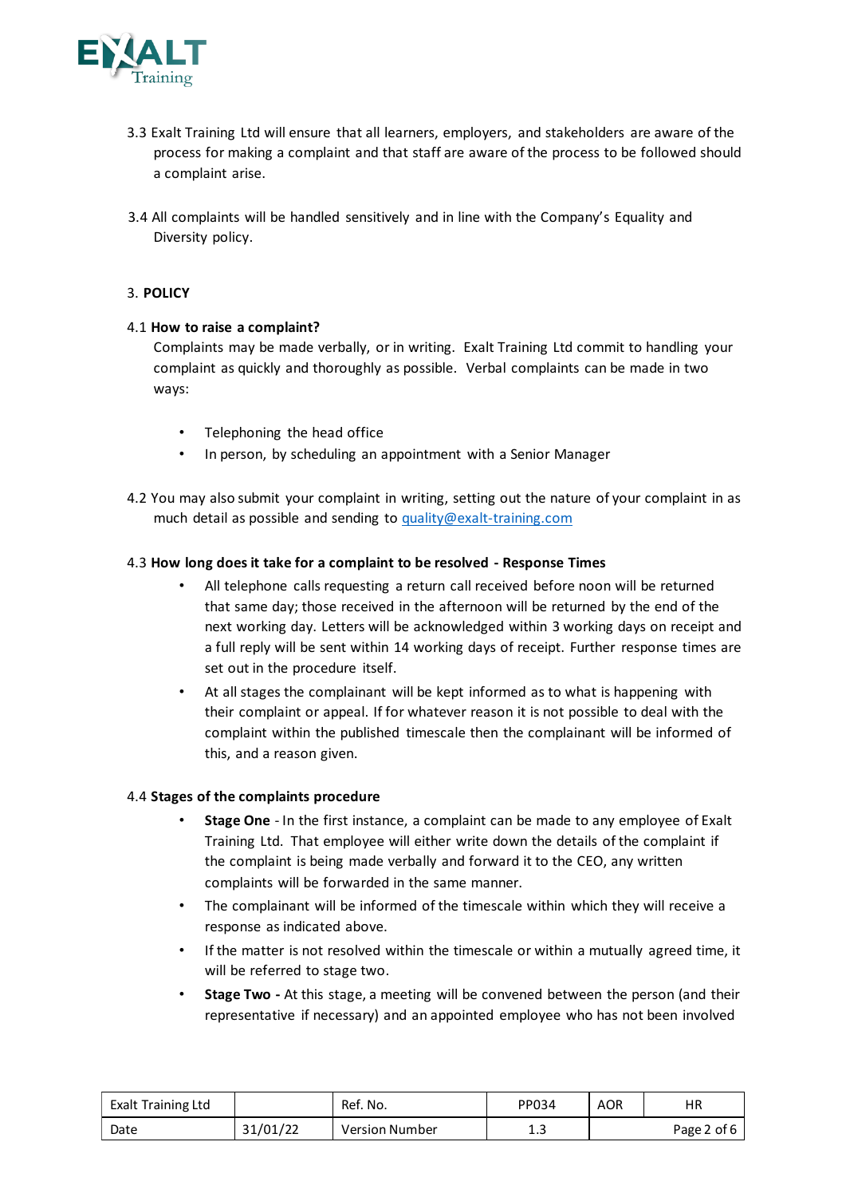3.3 Exalt Training Ltd will ensure that all learners, employers, and stakeholders are aware of the process for making a complaint and that staff are aware of the process to be followed should a complaint arise.

3.4 All complaints will be handled sensitively and in line with the Company's Equality and Diversity policy.

3. **POLICY**

4.1 **How to raise a complaint?**

Complaints may be made verbally, or in writing. Exalt Training Ltd commit to handling your complaint as quickly and thoroughly as possible. Verbal complaints can be made in two ways:

- Telephoning the head office
- In person, by scheduling an appointment with a Senior Manager

4.2 You may also submit your complaint in writing, setting out the nature of your complaint in as much detail as possible and sending to quality@exalt-training.com

4.3 **How long does it take for a complaint to be resolved - Response Times**

- All telephone calls requesting a return call received before noon will be returned that same day; those received in the afternoon will be returned by the end of the next working day. Letters will be acknowledged within 3 working days on receipt and a full reply will be sent within 14 working days of receipt. Further response times are set out in the procedure itself.
- At all stages the complainant will be kept informed as to what is happening with their complaint or appeal. If for whatever reason it is not possible to deal with the complaint within the published timescale then the complainant will be informed of this, and a reason given.

4.4 **Stages of the complaints procedure**

- **Stage One** - In the first instance, a complaint can be made to any employee of Exalt Training Ltd. That employee will either write down the details of the complaint if the complaint is being made verbally and forward it to the CEO, any written complaints will be forwarded in the same manner.
- The complainant will be informed of the timescale within which they will receive a response as indicated above.
- If the matter is not resolved within the timescale or within a mutually agreed time, it will be referred to stage two.
- **Stage Two -** At this stage, a meeting will be convened between the person (and their representative if necessary) and an appointed employee who has not been involved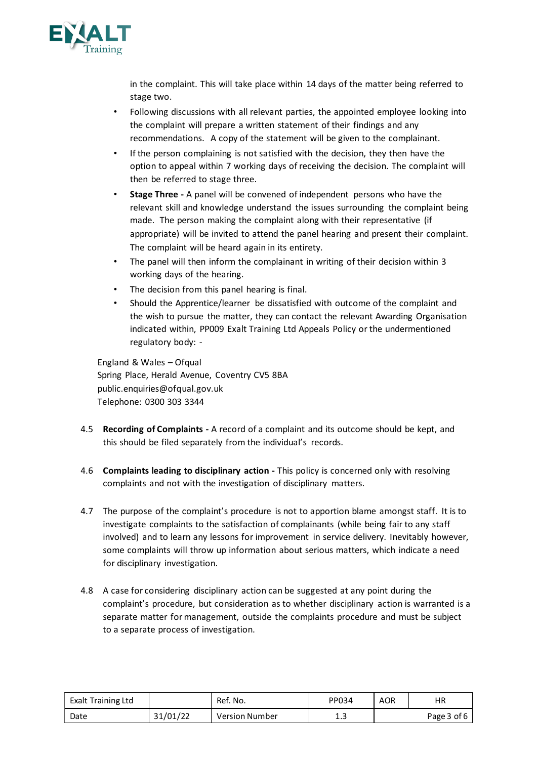in the complaint. This will take place within 14 days of the matter being referred to stage two.

- Following discussions with all relevant parties, the appointed employee looking into the complaint will prepare a written statement of their findings and any recommendations. A copy of the statement will be given to the complainant.
- If the person complaining is not satisfied with the decision, they then have the option to appeal within 7 working days of receiving the decision. The complaint will then be referred to stage three.
- **Stage Three -** A panel will be convened of independent persons who have the relevant skill and knowledge understand the issues surrounding the complaint being made. The person making the complaint along with their representative (if appropriate) will be invited to attend the panel hearing and present their complaint. The complaint will be heard again in its entirety.
- The panel will then inform the complainant in writing of their decision within 3 working days of the hearing.
- The decision from this panel hearing is final.
- Should the Apprentice/learner be dissatisfied with outcome of the complaint and the wish to pursue the matter, they can contact the relevant Awarding Organisation indicated within, PP009 Exalt Training Ltd Appeals Policy or the undermentioned regulatory body: -

England & Wales – Ofqual
Spring Place, Herald Avenue, Coventry CV5 8BA
public.enquiries@ofqual.gov.uk
Telephone: 0300 303 3344

4.5 **Recording of Complaints -** A record of a complaint and its outcome should be kept, and this should be filed separately from the individual's records.

4.6 **Complaints leading to disciplinary action -** This policy is concerned only with resolving complaints and not with the investigation of disciplinary matters.

4.7 The purpose of the complaint's procedure is not to apportion blame amongst staff. It is to investigate complaints to the satisfaction of complainants (while being fair to any staff involved) and to learn any lessons for improvement in service delivery. Inevitably however, some complaints will throw up information about serious matters, which indicate a need for disciplinary investigation.

4.8 A case for considering disciplinary action can be suggested at any point during the complaint's procedure, but consideration as to whether disciplinary action is warranted is a separate matter for management, outside the complaints procedure and must be subject to a separate process of investigation.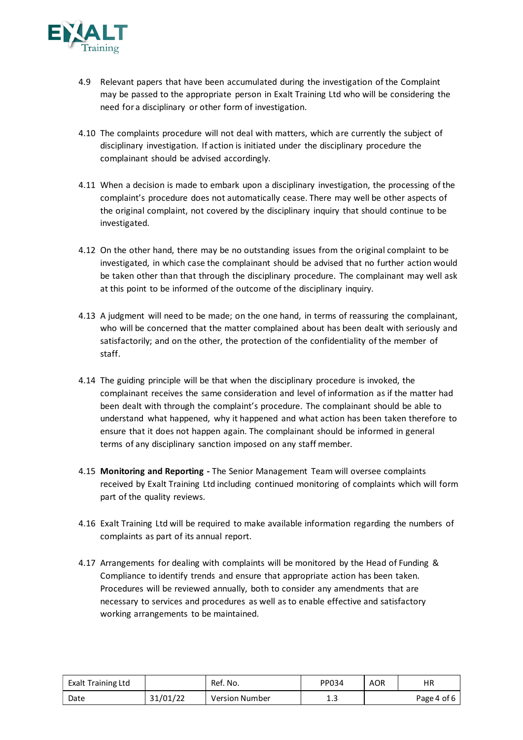4.9 Relevant papers that have been accumulated during the investigation of the Complaint may be passed to the appropriate person in Exalt Training Ltd who will be considering the need for a disciplinary or other form of investigation.

4.10 The complaints procedure will not deal with matters, which are currently the subject of disciplinary investigation. If action is initiated under the disciplinary procedure the complainant should be advised accordingly.

4.11 When a decision is made to embark upon a disciplinary investigation, the processing of the complaint's procedure does not automatically cease. There may well be other aspects of the original complaint, not covered by the disciplinary inquiry that should continue to be investigated.

4.12 On the other hand, there may be no outstanding issues from the original complaint to be investigated, in which case the complainant should be advised that no further action would be taken other than that through the disciplinary procedure. The complainant may well ask at this point to be informed of the outcome of the disciplinary inquiry.

4.13 A judgment will need to be made; on the one hand, in terms of reassuring the complainant, who will be concerned that the matter complained about has been dealt with seriously and satisfactorily; and on the other, the protection of the confidentiality of the member of staff.

4.14 The guiding principle will be that when the disciplinary procedure is invoked, the complainant receives the same consideration and level of information as if the matter had been dealt with through the complaint's procedure. The complainant should be able to understand what happened, why it happened and what action has been taken therefore to ensure that it does not happen again. The complainant should be informed in general terms of any disciplinary sanction imposed on any staff member.

4.15 **Monitoring and Reporting -** The Senior Management Team will oversee complaints received by Exalt Training Ltd including continued monitoring of complaints which will form part of the quality reviews.

4.16 Exalt Training Ltd will be required to make available information regarding the numbers of complaints as part of its annual report.

4.17 Arrangements for dealing with complaints will be monitored by the Head of Funding & Compliance to identify trends and ensure that appropriate action has been taken. Procedures will be reviewed annually, both to consider any amendments that are necessary to services and procedures as well as to enable effective and satisfactory working arrangements to be maintained.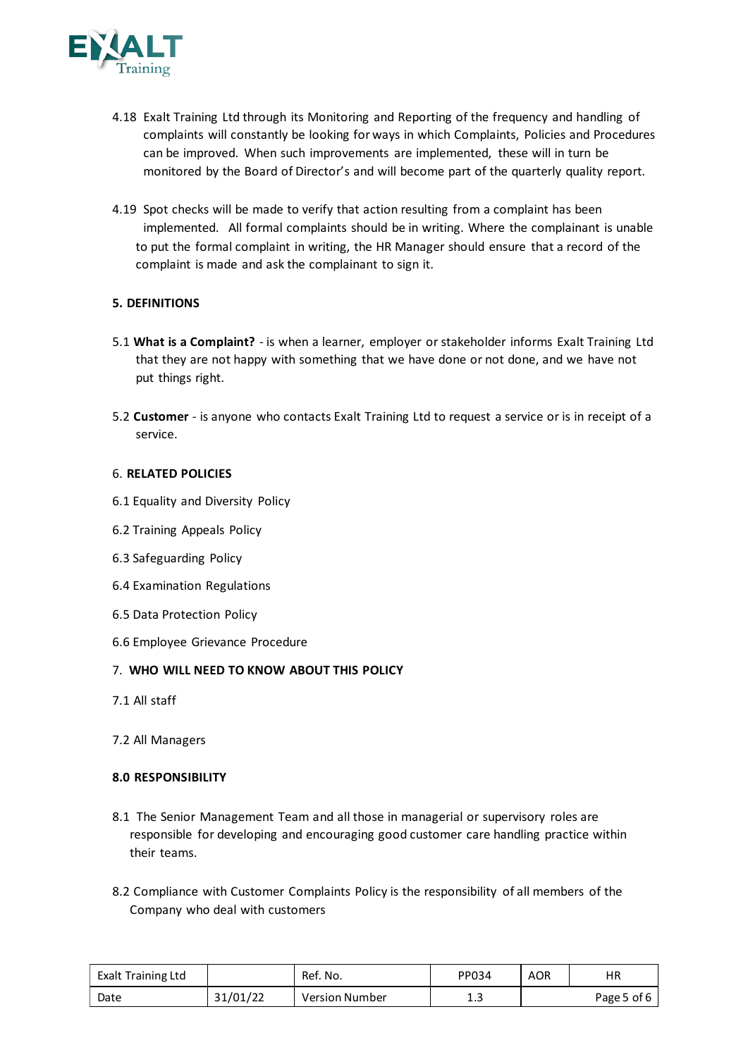4.18 Exalt Training Ltd through its Monitoring and Reporting of the frequency and handling of complaints will constantly be looking for ways in which Complaints, Policies and Procedures can be improved. When such improvements are implemented, these will in turn be monitored by the Board of Director's and will become part of the quarterly quality report.

4.19 Spot checks will be made to verify that action resulting from a complaint has been implemented. All formal complaints should be in writing. Where the complainant is unable to put the formal complaint in writing, the HR Manager should ensure that a record of the complaint is made and ask the complainant to sign it.

**5. DEFINITIONS**

5.1 **What is a Complaint?** - is when a learner, employer or stakeholder informs Exalt Training Ltd that they are not happy with something that we have done or not done, and we have not put things right.

5.2 **Customer** - is anyone who contacts Exalt Training Ltd to request a service or is in receipt of a service.

6. **RELATED POLICIES**

6.1 Equality and Diversity Policy

6.2 Training Appeals Policy

6.3 Safeguarding Policy

6.4 Examination Regulations

6.5 Data Protection Policy

6.6 Employee Grievance Procedure

7. **WHO WILL NEED TO KNOW ABOUT THIS POLICY**

7.1 All staff

7.2 All Managers

**8.0 RESPONSIBILITY**

8.1 The Senior Management Team and all those in managerial or supervisory roles are responsible for developing and encouraging good customer care handling practice within their teams.

8.2 Compliance with Customer Complaints Policy is the responsibility of all members of the Company who deal with customers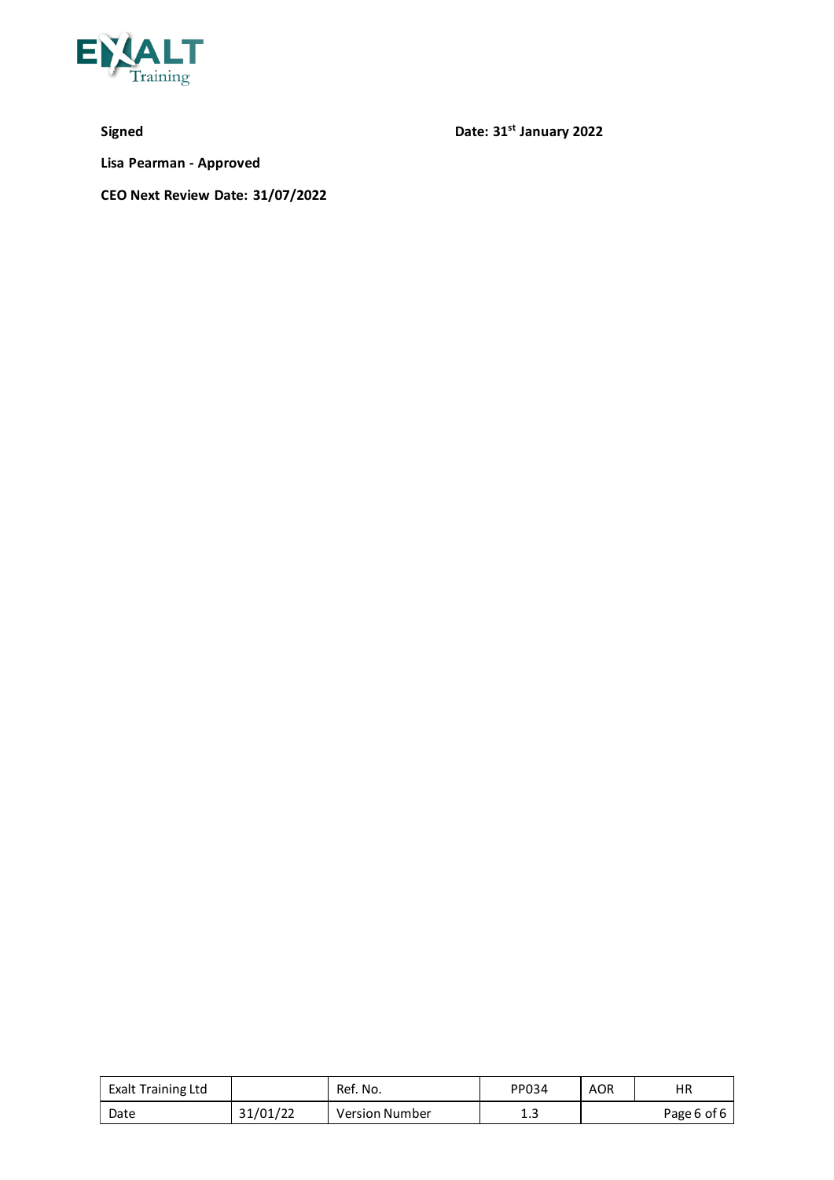**Signed** **Date: 31st January 2022**

**Lisa Pearman - Approved**

**CEO Next Review Date: 31/07/2022**